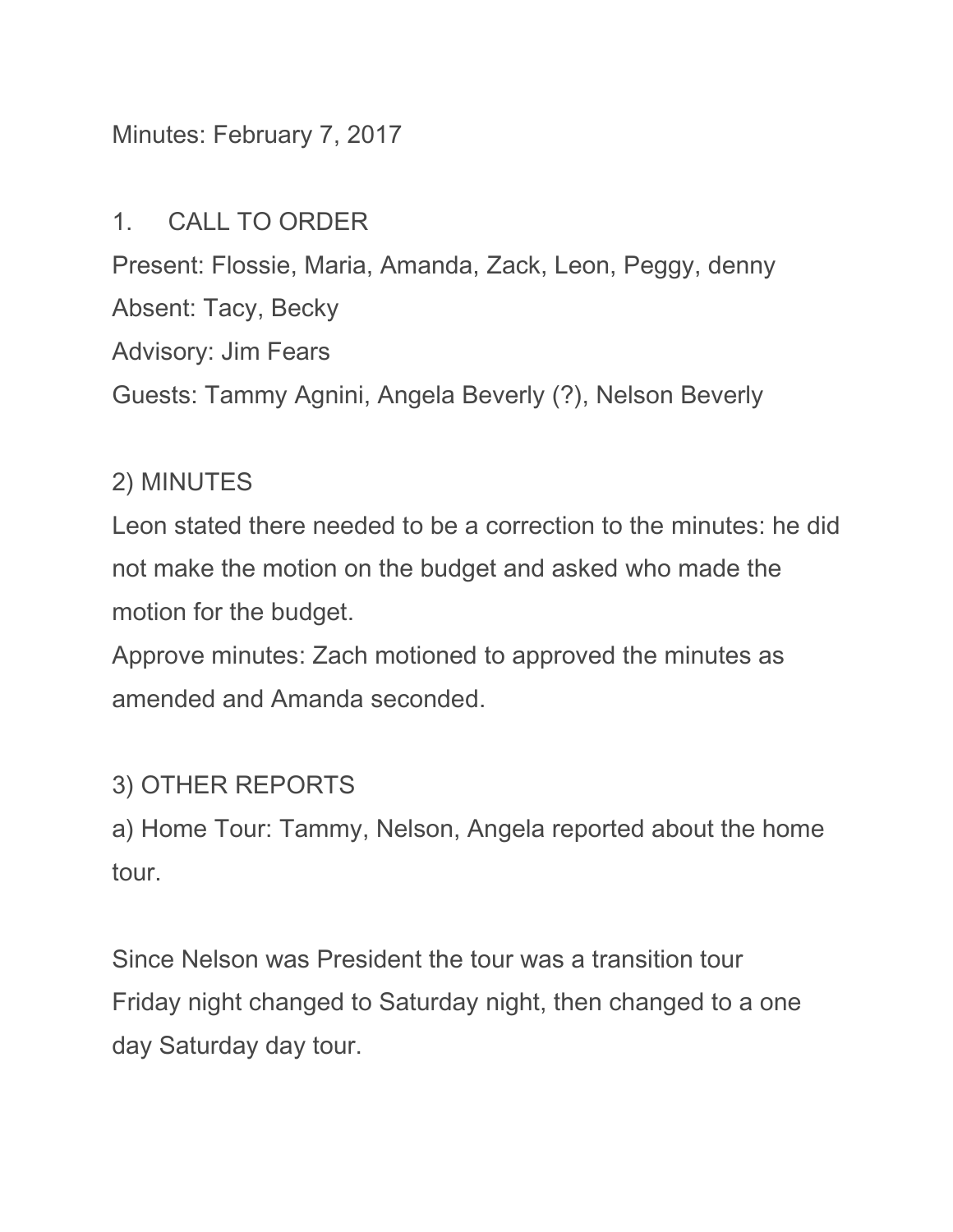Minutes: February 7, 2017

1. CALL TO ORDER

Present: Flossie, Maria, Amanda, Zack, Leon, Peggy, denny
Absent: Tacy, Becky
Advisory: Jim Fears
Guests: Tammy Agnini, Angela Beverly (?), Nelson Beverly

2) MINUTES

Leon stated there needed to be a correction to the minutes: he did not make the motion on the budget and asked who made the motion for the budget.
Approve minutes: Zach motioned to approved the minutes as amended and Amanda seconded.

3) OTHER REPORTS

a) Home Tour: Tammy, Nelson, Angela reported about the home tour.

Since Nelson was President the tour was a transition tour
Friday night changed to Saturday night, then changed to a one day Saturday day tour.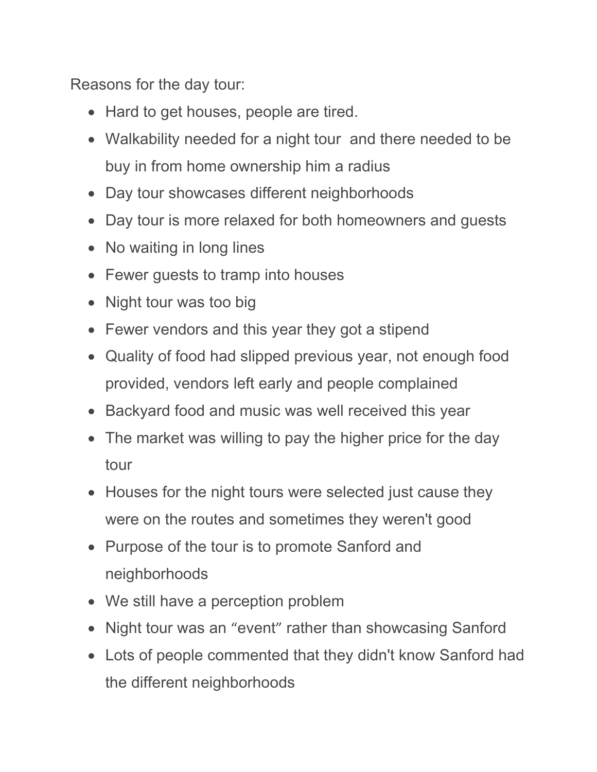Reasons for the day tour:

- Hard to get houses, people are tired.
- Walkability needed for a night tour  and there needed to be buy in from home ownership him a radius
- Day tour showcases different neighborhoods
- Day tour is more relaxed for both homeowners and guests
- No waiting in long lines
- Fewer guests to tramp into houses
- Night tour was too big
- Fewer vendors and this year they got a stipend
- Quality of food had slipped previous year, not enough food provided, vendors left early and people complained
- Backyard food and music was well received this year
- The market was willing to pay the higher price for the day tour
- Houses for the night tours were selected just cause they were on the routes and sometimes they weren't good
- Purpose of the tour is to promote Sanford and neighborhoods
- We still have a perception problem
- Night tour was an “event” rather than showcasing Sanford
- Lots of people commented that they didn't know Sanford had the different neighborhoods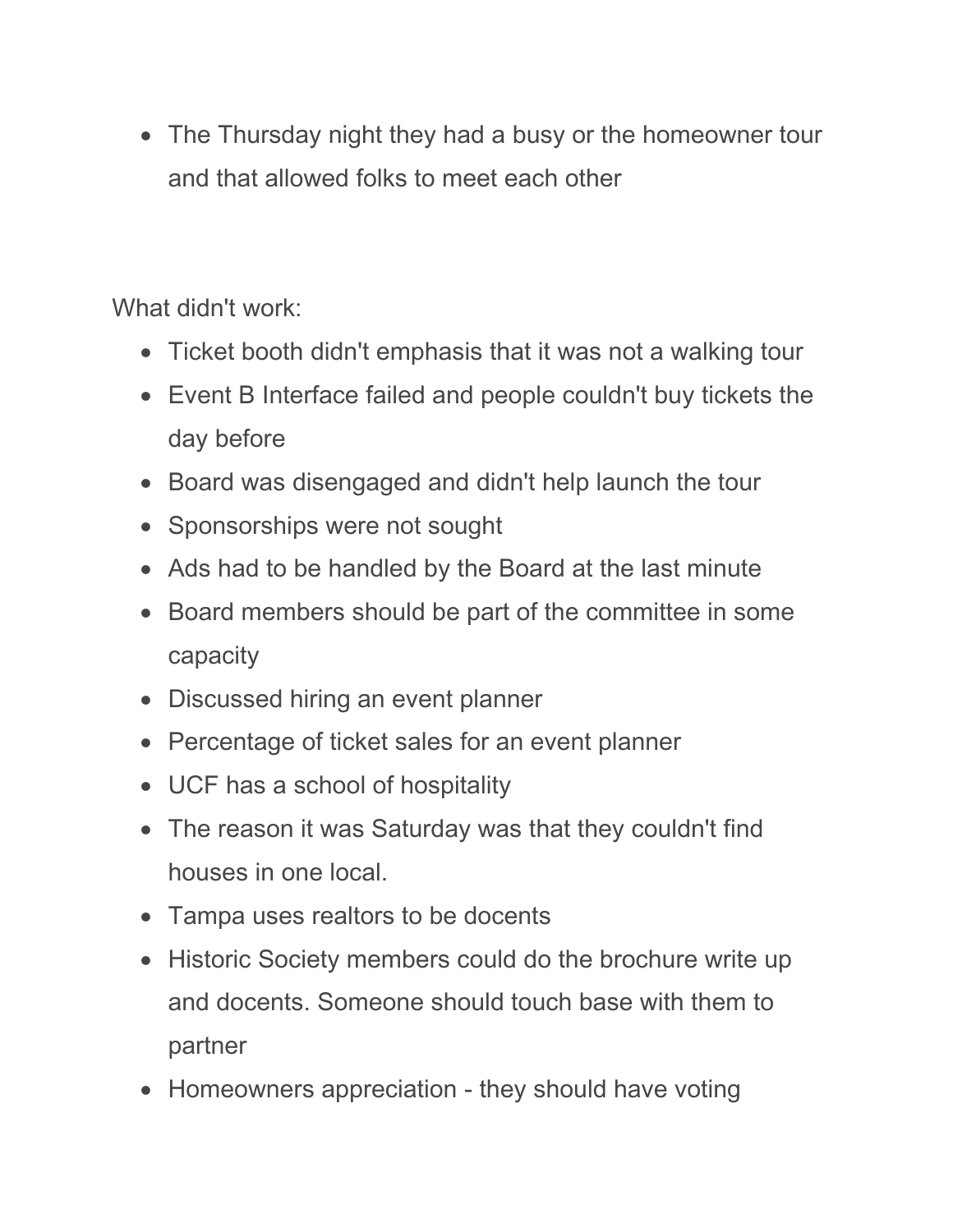- The Thursday night they had a busy or the homeowner tour and that allowed folks to meet each other

What didn't work:

- Ticket booth didn't emphasis that it was not a walking tour
- Event B Interface failed and people couldn't buy tickets the day before
- Board was disengaged and didn't help launch the tour
- Sponsorships were not sought
- Ads had to be handled by the Board at the last minute
- Board members should be part of the committee in some capacity
- Discussed hiring an event planner
- Percentage of ticket sales for an event planner
- UCF has a school of hospitality
- The reason it was Saturday was that they couldn't find houses in one local.
- Tampa uses realtors to be docents
- Historic Society members could do the brochure write up and docents. Someone should touch base with them to partner
- Homeowners appreciation - they should have voting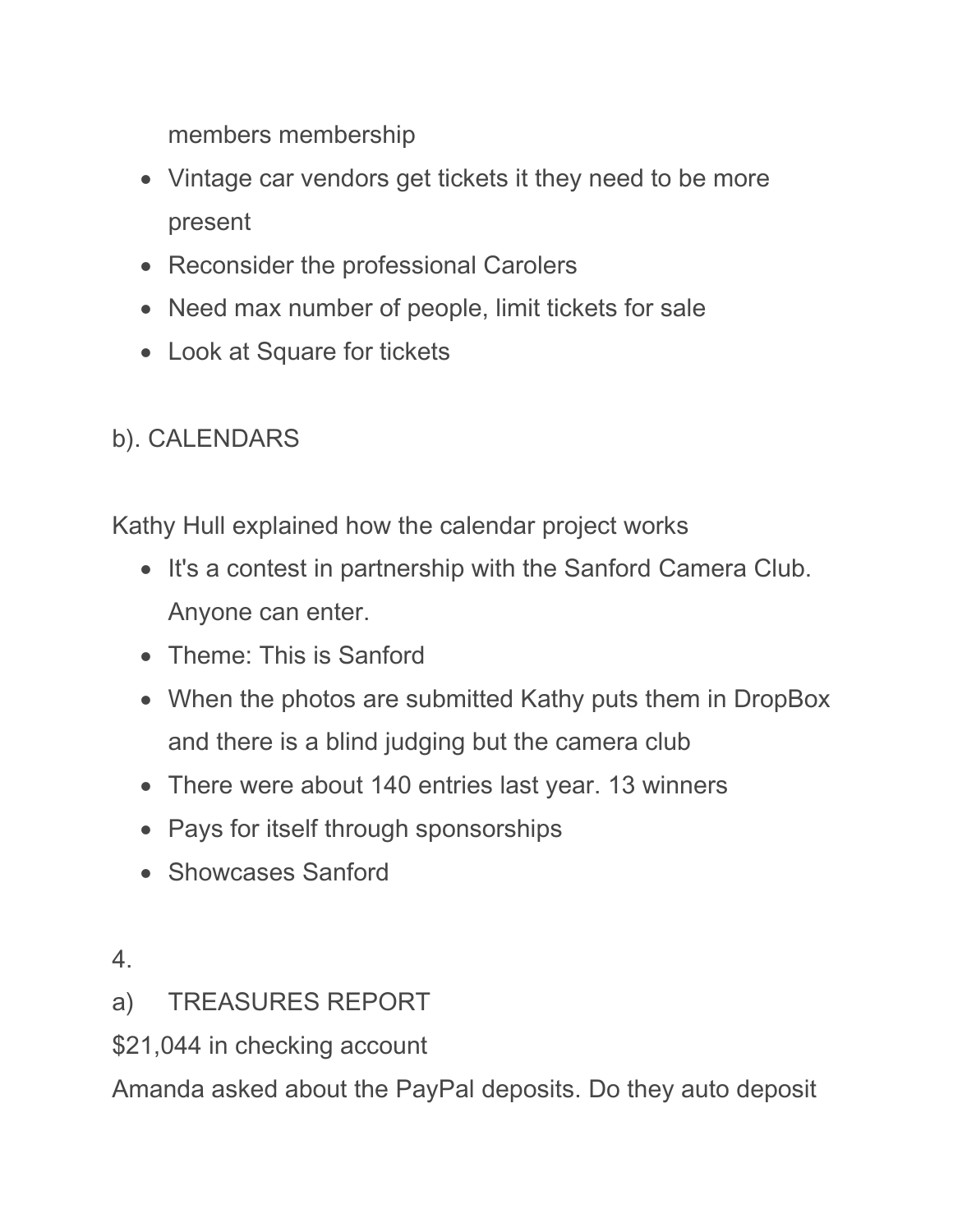members membership

- Vintage car vendors get tickets it they need to be more present
- Reconsider the professional Carolers
- Need max number of people, limit tickets for sale
- Look at Square for tickets

b). CALENDARS

Kathy Hull explained how the calendar project works

- It's a contest in partnership with the Sanford Camera Club. Anyone can enter.
- Theme: This is Sanford
- When the photos are submitted Kathy puts them in DropBox and there is a blind judging but the camera club
- There were about 140 entries last year. 13 winners
- Pays for itself through sponsorships
- Showcases Sanford

4.

a) TREASURES REPORT

$21,044 in checking account

Amanda asked about the PayPal deposits. Do they auto deposit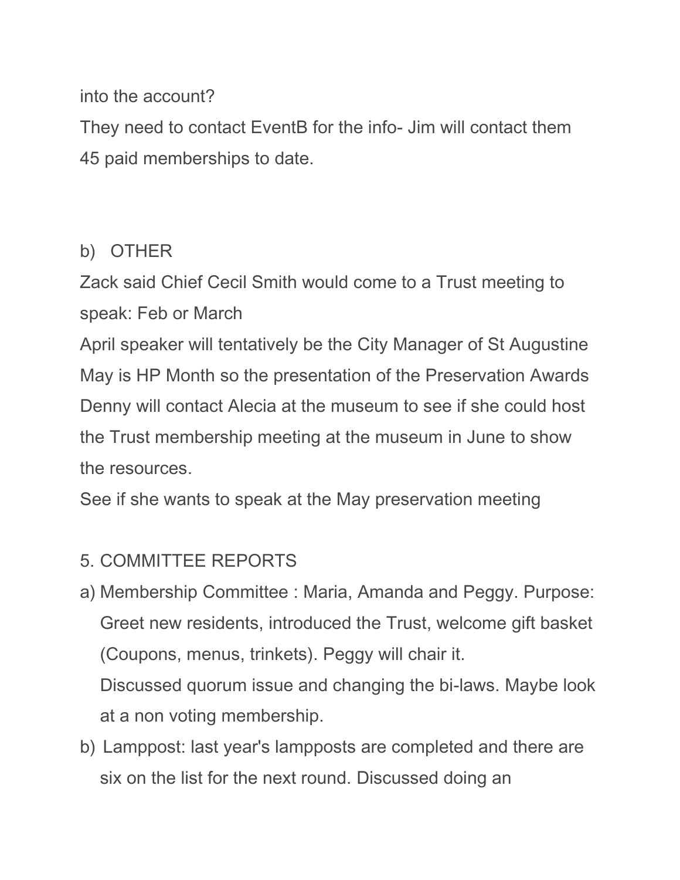into the account?

They need to contact EventB for the info- Jim will contact them

45 paid memberships to date.

b) OTHER

Zack said Chief Cecil Smith would come to a Trust meeting to speak: Feb or March

April speaker will tentatively be the City Manager of St Augustine

May is HP Month so the presentation of the Preservation Awards

Denny will contact Alecia at the museum to see if she could host the Trust membership meeting at the museum in June to show the resources.

See if she wants to speak at the May preservation meeting

5. COMMITTEE REPORTS

a) Membership Committee : Maria, Amanda and Peggy. Purpose: Greet new residents, introduced the Trust, welcome gift basket (Coupons, menus, trinkets). Peggy will chair it.
   Discussed quorum issue and changing the bi-laws. Maybe look at a non voting membership.
b) Lamppost: last year's lampposts are completed and there are six on the list for the next round. Discussed doing an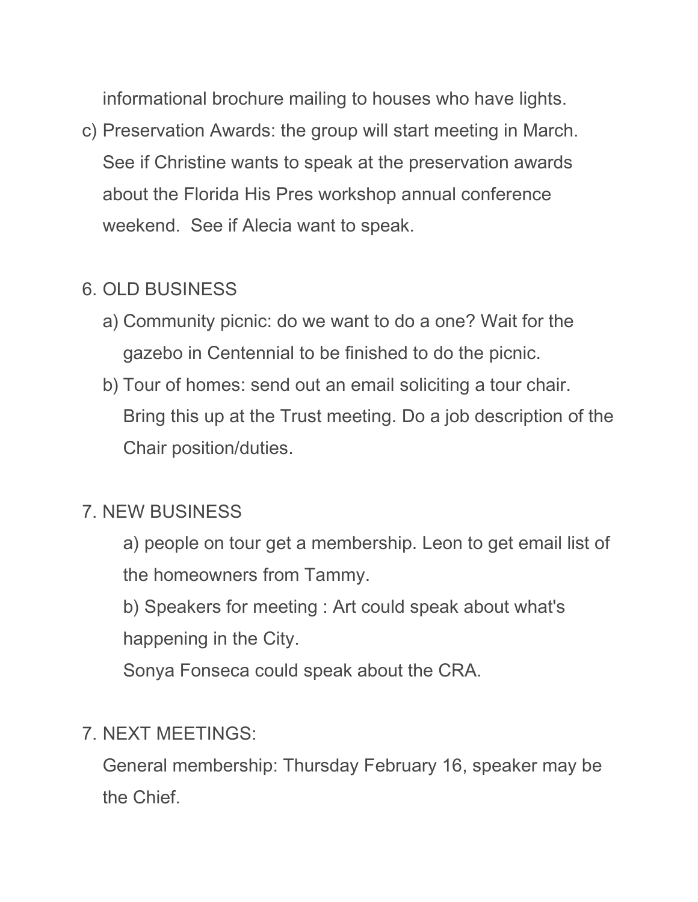informational brochure mailing to houses who have lights.

c) Preservation Awards: the group will start meeting in March. See if Christine wants to speak at the preservation awards about the Florida His Pres workshop annual conference weekend. See if Alecia want to speak.

6. OLD BUSINESS

   a) Community picnic: do we want to do a one? Wait for the gazebo in Centennial to be finished to do the picnic.

   b) Tour of homes: send out an email soliciting a tour chair. Bring this up at the Trust meeting. Do a job description of the Chair position/duties.

7. NEW BUSINESS

   a) people on tour get a membership. Leon to get email list of the homeowners from Tammy.

   b) Speakers for meeting : Art could speak about what's happening in the City.

   Sonya Fonseca could speak about the CRA.

7. NEXT MEETINGS:

   General membership: Thursday February 16, speaker may be the Chief.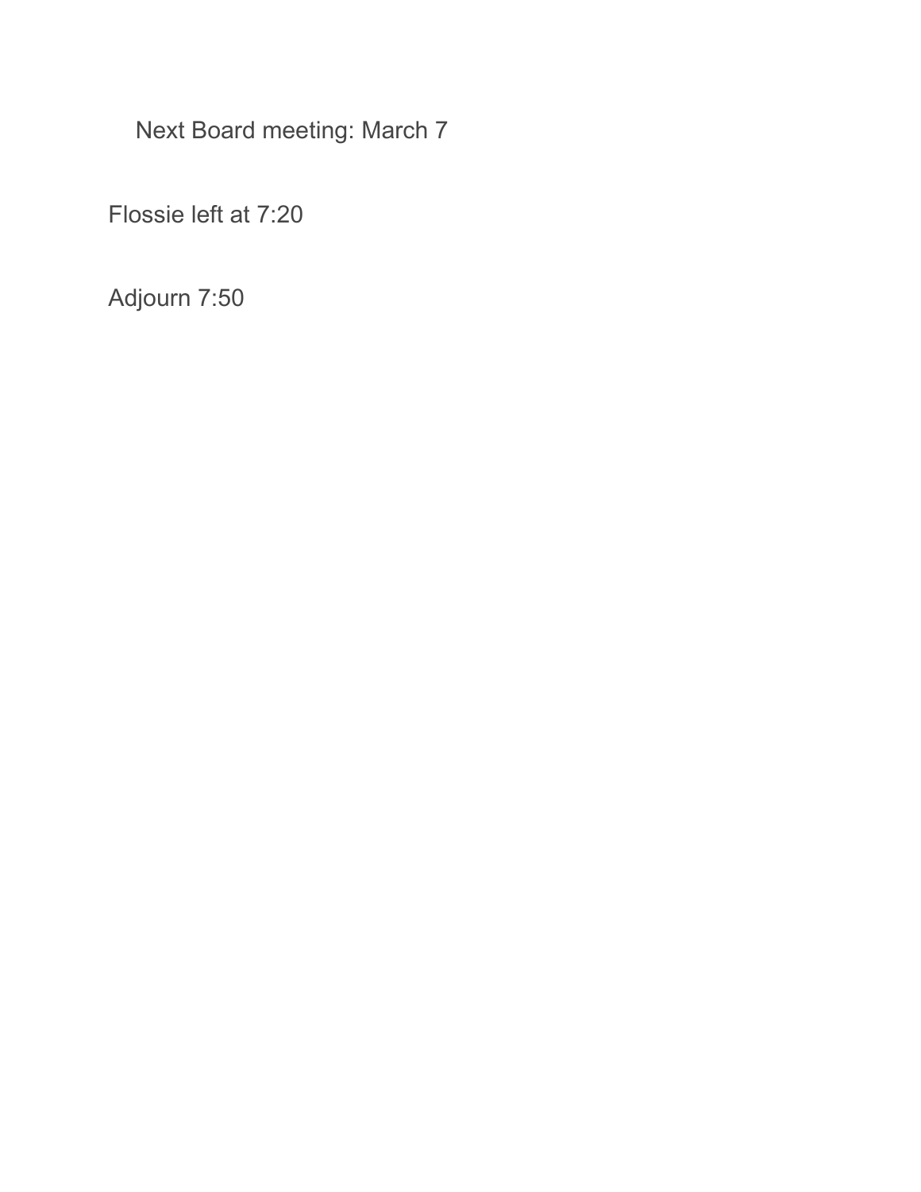Next Board meeting: March 7

Flossie left at 7:20

Adjourn 7:50